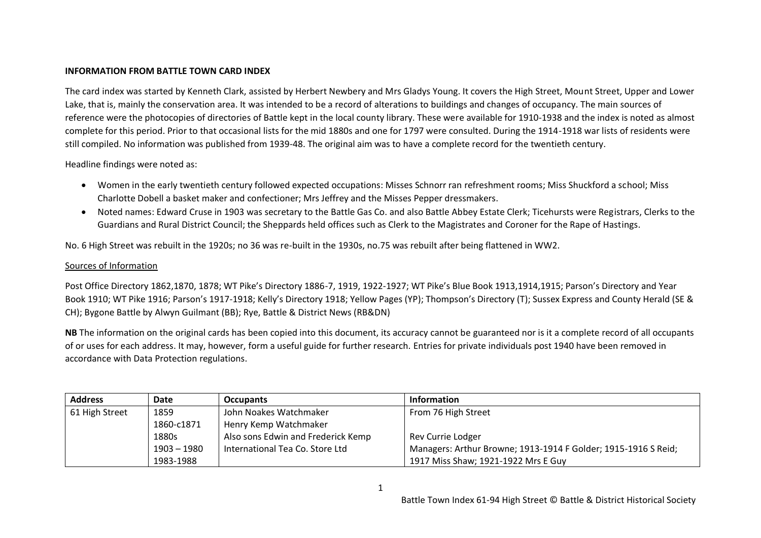**INFORMATION FROM BATTLE TOWN CARD INDEX**

The card index was started by Kenneth Clark, assisted by Herbert Newbery and Mrs Gladys Young. It covers the High Street, Mount Street, Upper and Lower Lake, that is, mainly the conservation area. It was intended to be a record of alterations to buildings and changes of occupancy. The main sources of reference were the photocopies of directories of Battle kept in the local county library. These were available for 1910-1938 and the index is noted as almost complete for this period. Prior to that occasional lists for the mid 1880s and one for 1797 were consulted. During the 1914-1918 war lists of residents were still compiled. No information was published from 1939-48. The original aim was to have a complete record for the twentieth century.

Headline findings were noted as:

- Women in the early twentieth century followed expected occupations: Misses Schnorr ran refreshment rooms; Miss Shuckford a school; Miss Charlotte Dobell a basket maker and confectioner; Mrs Jeffrey and the Misses Pepper dressmakers.
- Noted names: Edward Cruse in 1903 was secretary to the Battle Gas Co. and also Battle Abbey Estate Clerk; Ticehursts were Registrars, Clerks to the Guardians and Rural District Council; the Sheppards held offices such as Clerk to the Magistrates and Coroner for the Rape of Hastings.

No. 6 High Street was rebuilt in the 1920s; no 36 was re-built in the 1930s, no.75 was rebuilt after being flattened in WW2.

<u>Sources of Information</u>

Post Office Directory 1862,1870, 1878; WT Pike's Directory 1886-7, 1919, 1922-1927; WT Pike's Blue Book 1913,1914,1915; Parson's Directory and Year Book 1910; WT Pike 1916; Parson's 1917-1918; Kelly's Directory 1918; Yellow Pages (YP); Thompson's Directory (T); Sussex Express and County Herald (SE & CH); Bygone Battle by Alwyn Guilmant (BB); Rye, Battle & District News (RB&DN)

**NB** The information on the original cards has been copied into this document, its accuracy cannot be guaranteed nor is it a complete record of all occupants of or uses for each address. It may, however, form a useful guide for further research. Entries for private individuals post 1940 have been removed in accordance with Data Protection regulations.

| Address | Date | Occupants | Information |
|---|---|---|---|
| 61 High Street | 1859 | John Noakes Watchmaker | From 76 High Street |
| | 1860-c1871 | Henry Kemp Watchmaker | |
| | 1880s | Also sons Edwin and Frederick Kemp | Rev Currie Lodger |
| | 1903 – 1980 | International Tea Co. Store Ltd | Managers: Arthur Browne; 1913-1914 F Golder; 1915-1916 S Reid; |
| | 1983-1988 | | 1917 Miss Shaw; 1921-1922 Mrs E Guy |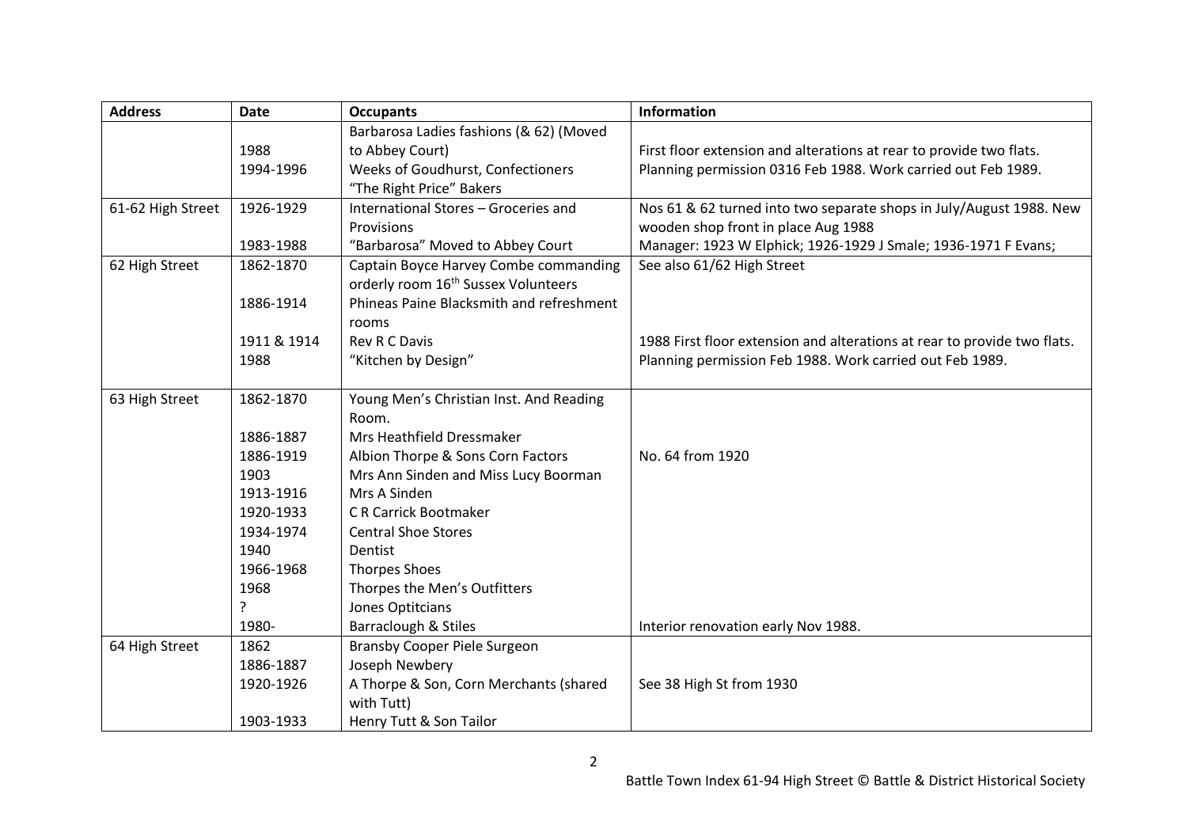| Address | Date | Occupants | Information |
|---|---|---|---|
| | 1988 | Barbarosa Ladies fashions (& 62) (Moved to Abbey Court) | First floor extension and alterations at rear to provide two flats. |
| | 1994-1996 | Weeks of Goudhurst, Confectioners | Planning permission 0316 Feb 1988. Work carried out Feb 1989. |
| | | "The Right Price" Bakers | |
| 61-62 High Street | 1926-1929 | International Stores – Groceries and Provisions | Nos 61 & 62 turned into two separate shops in July/August 1988. New wooden shop front in place Aug 1988 |
| | 1983-1988 | "Barbarosa" Moved to Abbey Court | Manager: 1923 W Elphick; 1926-1929 J Smale; 1936-1971 F Evans; |
| 62 High Street | 1862-1870 | Captain Boyce Harvey Combe commanding orderly room 16th Sussex Volunteers | See also 61/62 High Street |
| | 1886-1914 | Phineas Paine Blacksmith and refreshment rooms | |
| | 1911 & 1914 | Rev R C Davis | 1988 First floor extension and alterations at rear to provide two flats. |
| | 1988 | "Kitchen by Design" | Planning permission Feb 1988. Work carried out Feb 1989. |
| 63 High Street | 1862-1870 | Young Men's Christian Inst. And Reading Room. | |
| | 1886-1887 | Mrs Heathfield Dressmaker | |
| | 1886-1919 | Albion Thorpe & Sons Corn Factors | No. 64 from 1920 |
| | 1903 | Mrs Ann Sinden and Miss Lucy Boorman | |
| | 1913-1916 | Mrs A Sinden | |
| | 1920-1933 | C R Carrick Bootmaker | |
| | 1934-1974 | Central Shoe Stores | |
| | 1940 | Dentist | |
| | 1966-1968 | Thorpes Shoes | |
| | 1968 | Thorpes the Men's Outfitters | |
| | ? | Jones Optitcians | |
| | 1980- | Barraclough & Stiles | Interior renovation early Nov 1988. |
| 64 High Street | 1862 | Bransby Cooper Piele Surgeon | |
| | 1886-1887 | Joseph Newbery | |
| | 1920-1926 | A Thorpe & Son, Corn Merchants (shared with Tutt) | See 38 High St from 1930 |
| | 1903-1933 | Henry Tutt & Son Tailor | |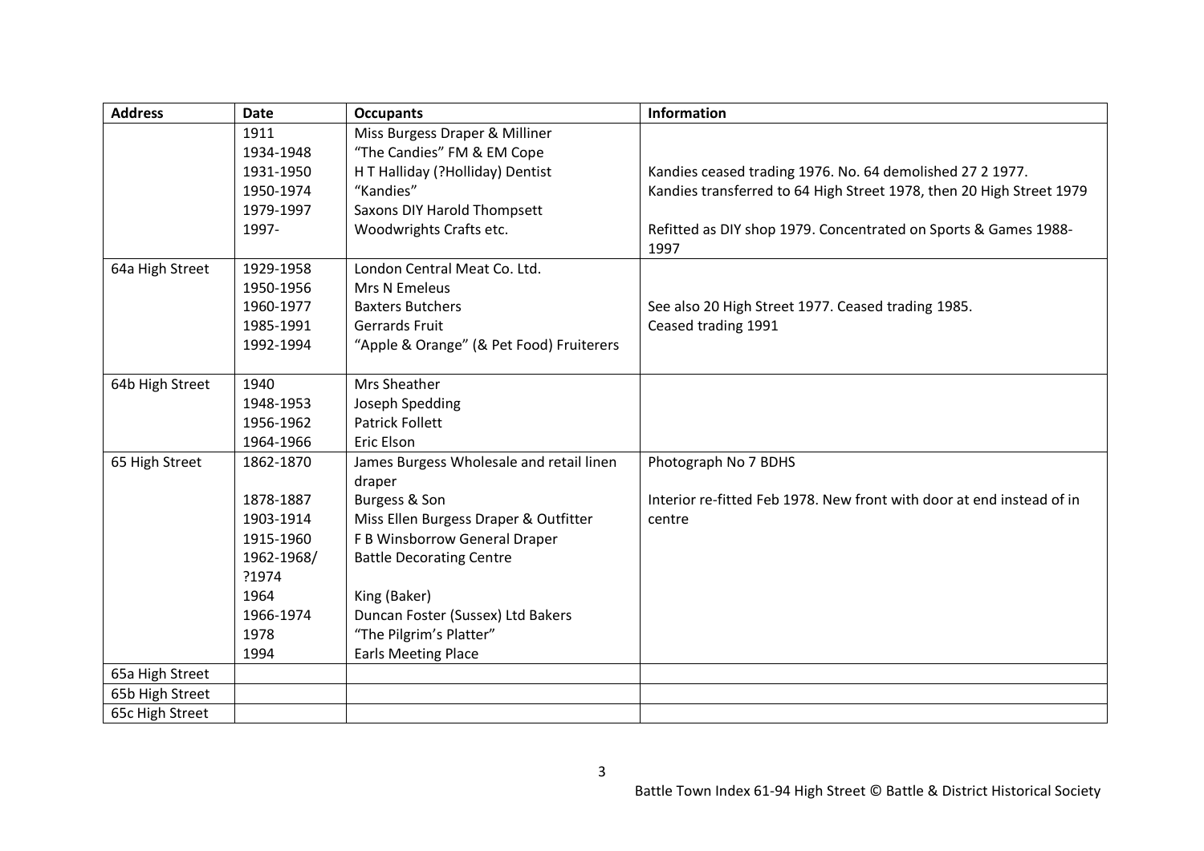| Address | Date | Occupants | Information |
|---|---|---|---|
| | 1911<br>1934-1948<br>1931-1950<br>1950-1974<br>1979-1997<br>1997- | Miss Burgess Draper & Milliner<br>"The Candies" FM & EM Cope<br>H T Halliday (?Holliday) Dentist<br>"Kandies"<br>Saxons DIY Harold Thompsett<br>Woodwrights Crafts etc. | Kandies ceased trading 1976. No. 64 demolished 27 2 1977.<br>Kandies transferred to 64 High Street 1978, then 20 High Street 1979<br><br>Refitted as DIY shop 1979. Concentrated on Sports & Games 1988-1997 |
| 64a High Street | 1929-1958<br>1950-1956<br>1960-1977<br>1985-1991<br>1992-1994 | London Central Meat Co. Ltd.<br>Mrs N Emeleus<br>Baxters Butchers<br>Gerrards Fruit<br>"Apple & Orange" (& Pet Food) Fruiterers | <br><br>See also 20 High Street 1977. Ceased trading 1985.<br>Ceased trading 1991 |
| 64b High Street | 1940<br>1948-1953<br>1956-1962<br>1964-1966 | Mrs Sheather<br>Joseph Spedding<br>Patrick Follett<br>Eric Elson | |
| 65 High Street | 1862-1870<br><br>1878-1887<br>1903-1914<br>1915-1960<br>1962-1968/<br>?1974<br>1964<br>1966-1974<br>1978<br>1994 | James Burgess Wholesale and retail linen draper<br>Burgess & Son<br>Miss Ellen Burgess Draper & Outfitter<br>F B Winsborrow General Draper<br>Battle Decorating Centre<br><br>King (Baker)<br>Duncan Foster (Sussex) Ltd Bakers<br>"The Pilgrim's Platter"<br>Earls Meeting Place | Photograph No 7 BDHS<br><br>Interior re-fitted Feb 1978. New front with door at end instead of in centre |
| 65a High Street | | | |
| 65b High Street | | | |
| 65c High Street | | | |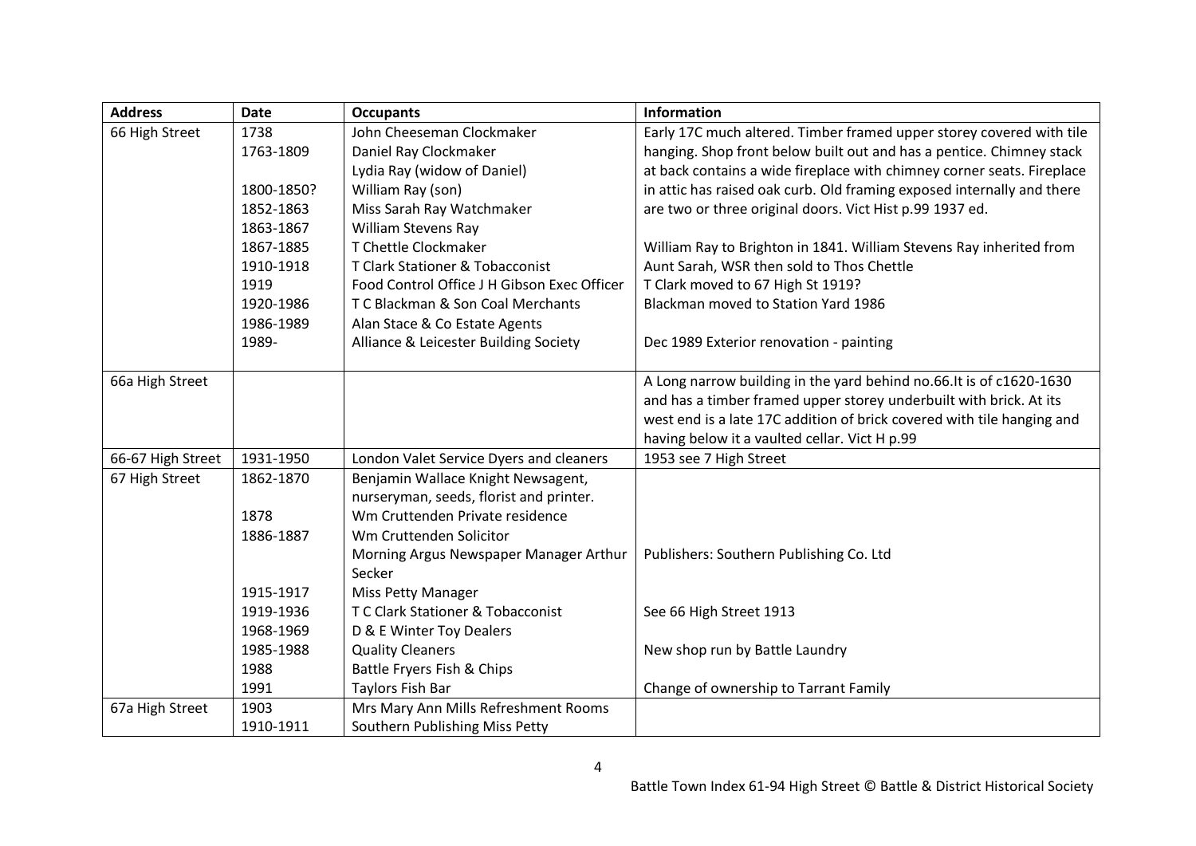| Address | Date | Occupants | Information |
|---|---|---|---|
| 66 High Street | 1738<br>1763-1809<br><br>1800-1850?<br>1852-1863<br>1863-1867<br>1867-1885<br>1910-1918<br>1919<br>1920-1986<br>1986-1989<br>1989- | John Cheeseman Clockmaker<br>Daniel Ray Clockmaker<br>Lydia Ray (widow of Daniel)<br>William Ray (son)<br>Miss Sarah Ray Watchmaker<br>William Stevens Ray<br>T Chettle Clockmaker<br>T Clark Stationer & Tobacconist<br>Food Control Office J H Gibson Exec Officer<br>T C Blackman & Son Coal Merchants<br>Alan Stace & Co Estate Agents<br>Alliance & Leicester Building Society | Early 17C much altered. Timber framed upper storey covered with tile hanging. Shop front below built out and has a pentice. Chimney stack at back contains a wide fireplace with chimney corner seats. Fireplace in attic has raised oak curb. Old framing exposed internally and there are two or three original doors. Vict Hist p.99 1937 ed.<br><br>William Ray to Brighton in 1841. William Stevens Ray inherited from Aunt Sarah, WSR then sold to Thos Chettle<br>T Clark moved to 67 High St 1919?<br>Blackman moved to Station Yard 1986<br><br>Dec 1989 Exterior renovation - painting |
| 66a High Street | | | A Long narrow building in the yard behind no.66.It is of c1620-1630 and has a timber framed upper storey underbuilt with brick. At its west end is a late 17C addition of brick covered with tile hanging and having below it a vaulted cellar. Vict H p.99 |
| 66-67 High Street | 1931-1950 | London Valet Service Dyers and cleaners | 1953 see 7 High Street |
| 67 High Street | 1862-1870<br><br>1878<br>1886-1887<br><br><br>1915-1917<br>1919-1936<br>1968-1969<br>1985-1988<br>1988<br>1991 | Benjamin Wallace Knight Newsagent, nurseryman, seeds, florist and printer.<br>Wm Cruttenden Private residence<br>Wm Cruttenden Solicitor<br>Morning Argus Newspaper Manager Arthur Secker<br>Miss Petty Manager<br>T C Clark Stationer & Tobacconist<br>D & E Winter Toy Dealers<br>Quality Cleaners<br>Battle Fryers Fish & Chips<br>Taylors Fish Bar | Publishers: Southern Publishing Co. Ltd<br><br>See 66 High Street 1913<br><br>New shop run by Battle Laundry<br><br>Change of ownership to Tarrant Family |
| 67a High Street | 1903<br>1910-1911 | Mrs Mary Ann Mills Refreshment Rooms<br>Southern Publishing Miss Petty | |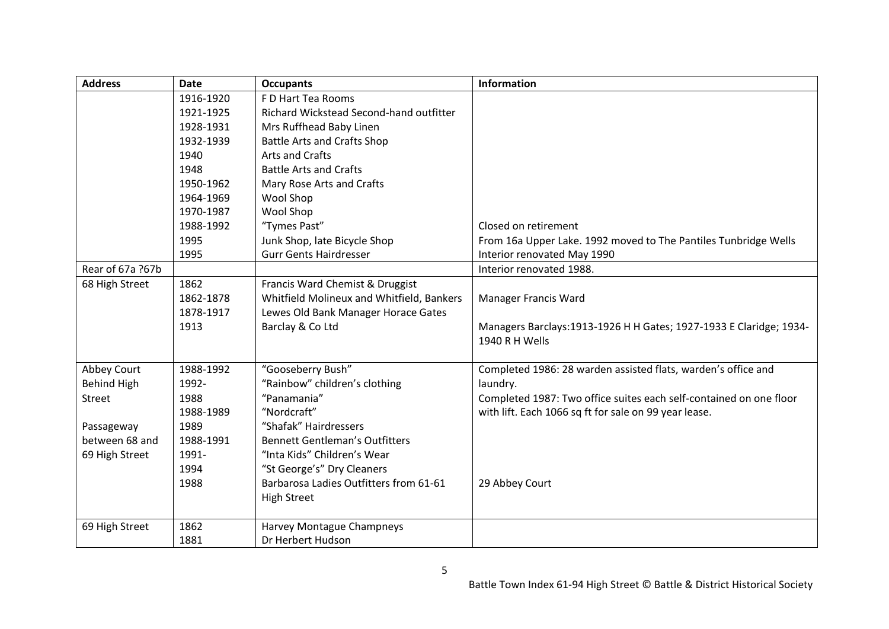| Address | Date | Occupants | Information |
|---|---|---|---|
| | 1916-1920 | F D Hart Tea Rooms | |
| | 1921-1925 | Richard Wickstead Second-hand outfitter | |
| | 1928-1931 | Mrs Ruffhead Baby Linen | |
| | 1932-1939 | Battle Arts and Crafts Shop | |
| | 1940 | Arts and Crafts | |
| | 1948 | Battle Arts and Crafts | |
| | 1950-1962 | Mary Rose Arts and Crafts | |
| | 1964-1969 | Wool Shop | |
| | 1970-1987 | Wool Shop | |
| | 1988-1992 | "Tymes Past" | Closed on retirement |
| | 1995 | Junk Shop, late Bicycle Shop | From 16a Upper Lake. 1992 moved to The Pantiles Tunbridge Wells |
| | 1995 | Gurr Gents Hairdresser | Interior renovated May 1990 |
| Rear of 67a ?67b | | | Interior renovated 1988. |
| 68 High Street | 1862 | Francis Ward Chemist & Druggist | |
| | 1862-1878 | Whitfield Molineux and Whitfield, Bankers | Manager Francis Ward |
| | 1878-1917 | Lewes Old Bank Manager Horace Gates | |
| | 1913 | Barclay & Co Ltd | Managers Barclays:1913-1926 H H Gates; 1927-1933 E Claridge; 1934-1940 R H Wells |
| Abbey Court Behind High Street | 1988-1992 | "Gooseberry Bush" | Completed 1986: 28 warden assisted flats, warden's office and laundry. |
| | 1992- | "Rainbow" children's clothing | |
| | 1988 | "Panamania" | Completed 1987: Two office suites each self-contained on one floor with lift. Each 1066 sq ft for sale on 99 year lease. |
| | 1988-1989 | "Nordcraft" | |
| Passageway between 68 and 69 High Street | 1989 | "Shafak" Hairdressers | |
| | 1988-1991 | Bennett Gentleman's Outfitters | |
| | 1991- | "Inta Kids" Children's Wear | |
| | 1994 | "St George's" Dry Cleaners | |
| | 1988 | Barbarosa Ladies Outfitters from 61-61 High Street | 29 Abbey Court |
| 69 High Street | 1862 | Harvey Montague Champneys | |
| | 1881 | Dr Herbert Hudson | |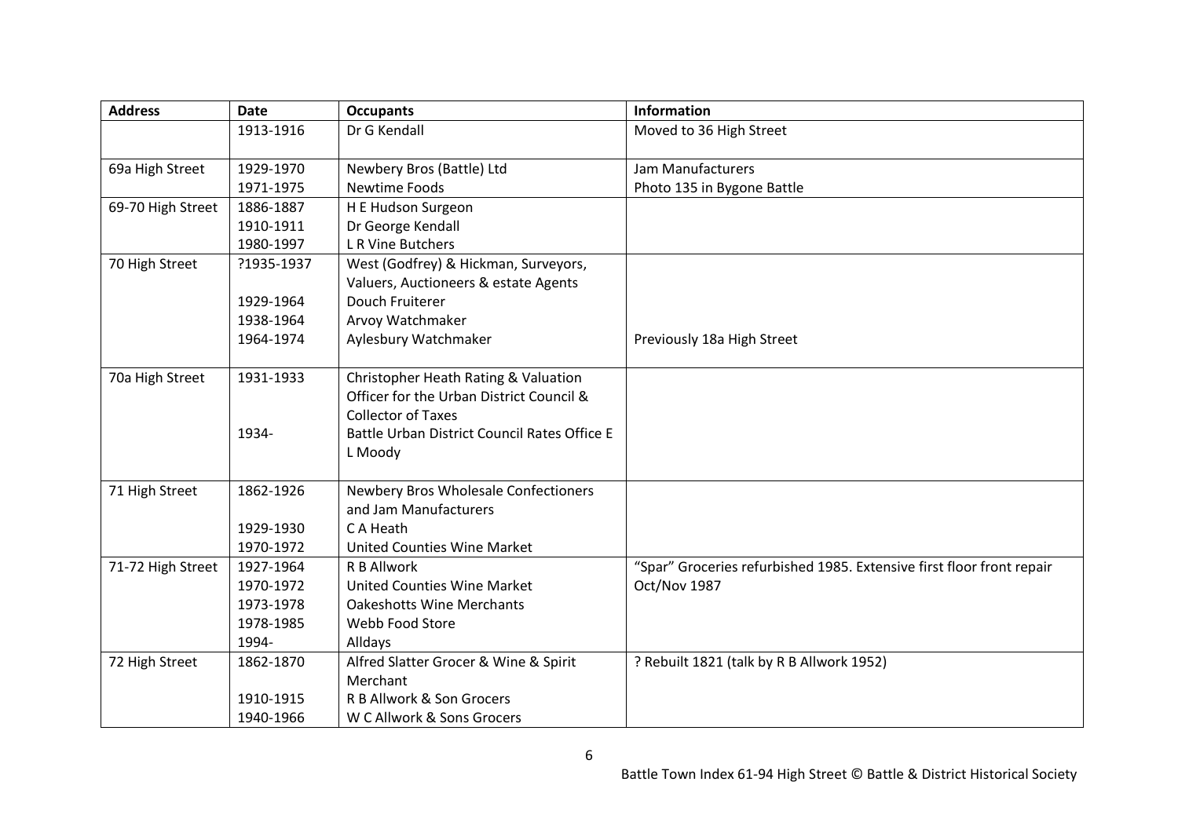| Address | Date | Occupants | Information |
|---|---|---|---|
| | 1913-1916 | Dr G Kendall | Moved to 36 High Street |
| 69a High Street | 1929-1970<br>1971-1975 | Newbery Bros (Battle) Ltd<br>Newtime Foods | Jam Manufacturers<br>Photo 135 in Bygone Battle |
| 69-70 High Street | 1886-1887<br>1910-1911<br>1980-1997 | H E Hudson Surgeon<br>Dr George Kendall<br>L R Vine Butchers | |
| 70 High Street | ?1935-1937<br><br>1929-1964<br>1938-1964<br>1964-1974 | West (Godfrey) & Hickman, Surveyors, Valuers, Auctioneers & estate Agents<br>Douch Fruiterer<br>Arvoy Watchmaker<br>Aylesbury Watchmaker | <br><br><br><br>Previously 18a High Street |
| 70a High Street | 1931-1933<br><br><br>1934- | Christopher Heath Rating & Valuation Officer for the Urban District Council & Collector of Taxes<br>Battle Urban District Council Rates Office E L Moody | |
| 71 High Street | 1862-1926<br><br>1929-1930<br>1970-1972 | Newbery Bros Wholesale Confectioners and Jam Manufacturers<br>C A Heath<br>United Counties Wine Market | |
| 71-72 High Street | 1927-1964<br>1970-1972<br>1973-1978<br>1978-1985<br>1994- | R B Allwork<br>United Counties Wine Market<br>Oakeshotts Wine Merchants<br>Webb Food Store<br>Alldays | "Spar" Groceries refurbished 1985. Extensive first floor front repair Oct/Nov 1987 |
| 72 High Street | 1862-1870<br><br>1910-1915<br>1940-1966 | Alfred Slatter Grocer & Wine & Spirit Merchant<br>R B Allwork & Son Grocers<br>W C Allwork & Sons Grocers | ? Rebuilt 1821 (talk by R B Allwork 1952) |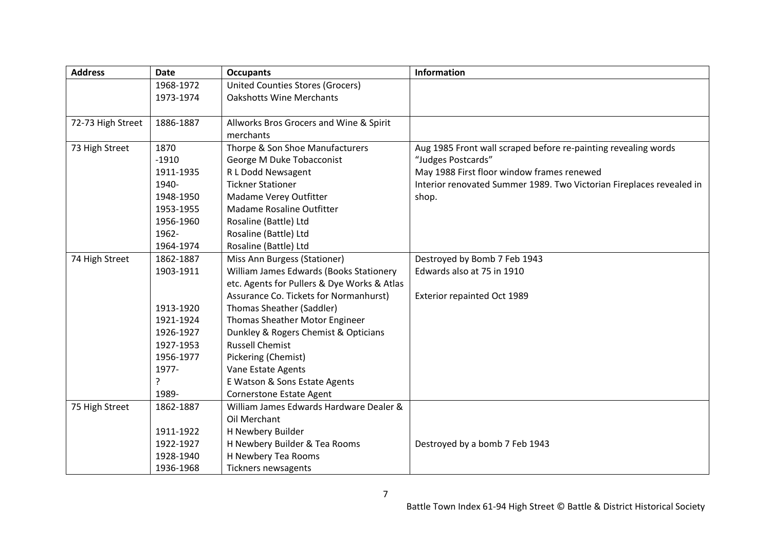| Address | Date | Occupants | Information |
|---|---|---|---|
| | 1968-1972 | United Counties Stores (Grocers) | |
| | 1973-1974 | Oakshotts Wine Merchants | |
| 72-73 High Street | 1886-1887 | Allworks Bros Grocers and Wine & Spirit merchants | |
| 73 High Street | 1870 | Thorpe & Son Shoe Manufacturers | Aug 1985 Front wall scraped before re-painting revealing words "Judges Postcards" |
| | -1910 | George M Duke Tobacconist | |
| | 1911-1935 | R L Dodd Newsagent | May 1988 First floor window frames renewed |
| | 1940- | Tickner Stationer | Interior renovated Summer 1989. Two Victorian Fireplaces revealed in shop. |
| | 1948-1950 | Madame Verey Outfitter | |
| | 1953-1955 | Madame Rosaline Outfitter | |
| | 1956-1960 | Rosaline (Battle) Ltd | |
| | 1962- | Rosaline (Battle) Ltd | |
| | 1964-1974 | Rosaline (Battle) Ltd | |
| 74 High Street | 1862-1887 | Miss Ann Burgess (Stationer) | Destroyed by Bomb 7 Feb 1943 |
| | 1903-1911 | William James Edwards (Books Stationery etc. Agents for Pullers & Dye Works & Atlas Assurance Co. Tickets for Normanhurst) | Edwards also at 75 in 1910<br>Exterior repainted Oct 1989 |
| | 1913-1920 | Thomas Sheather (Saddler) | |
| | 1921-1924 | Thomas Sheather Motor Engineer | |
| | 1926-1927 | Dunkley & Rogers Chemist & Opticians | |
| | 1927-1953 | Russell Chemist | |
| | 1956-1977 | Pickering (Chemist) | |
| | 1977- | Vane Estate Agents | |
| | ? | E Watson & Sons Estate Agents | |
| | 1989- | Cornerstone Estate Agent | |
| 75 High Street | 1862-1887 | William James Edwards Hardware Dealer & Oil Merchant | |
| | 1911-1922 | H Newbery Builder | |
| | 1922-1927 | H Newbery Builder & Tea Rooms | Destroyed by a bomb 7 Feb 1943 |
| | 1928-1940 | H Newbery Tea Rooms | |
| | 1936-1968 | Tickners newsagents | |

Battle Town Index 61-94 High Street © Battle & District Historical Society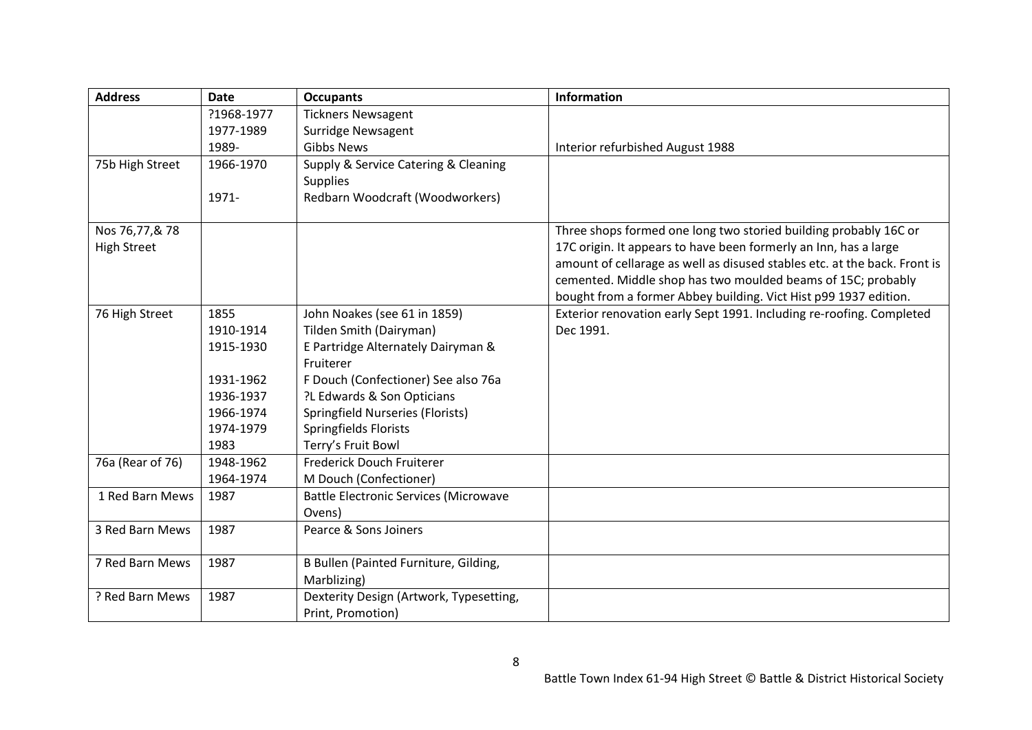| Address | Date | Occupants | Information |
|---|---|---|---|
| | ?1968-1977<br>1977-1989<br>1989- | Ticknerts Newsagent<br>Surridge Newsagent<br>Gibbs News | Interior refurbished August 1988 |
| 75b High Street | 1966-1970<br><br>1971- | Supply & Service Catering & Cleaning Supplies<br>Redbarn Woodcraft (Woodworkers) | |
| Nos 76,77,& 78 High Street | | | Three shops formed one long two storied building probably 16C or 17C origin. It appears to have been formerly an Inn, has a large amount of cellarage as well as disused stables etc. at the back. Front is cemented. Middle shop has two moulded beams of 15C; probably bought from a former Abbey building. Vict Hist p99 1937 edition. |
| 76 High Street | 1855<br>1910-1914<br>1915-1930<br><br>1931-1962<br>1936-1937<br>1966-1974<br>1974-1979<br>1983 | John Noakes (see 61 in 1859)<br>Tilden Smith (Dairyman)<br>E Partridge Alternately Dairyman & Fruiterer<br>F Douch (Confectioner) See also 76a<br>?L Edwards & Son Opticians<br>Springfield Nurseries (Florists)<br>Springfields Florists<br>Terry's Fruit Bowl | Exterior renovation early Sept 1991. Including re-roofing. Completed Dec 1991. |
| 76a (Rear of 76) | 1948-1962<br>1964-1974 | Frederick Douch Fruiterer<br>M Douch (Confectioner) | |
| 1 Red Barn Mews | 1987 | Battle Electronic Services (Microwave Ovens) | |
| 3 Red Barn Mews | 1987 | Pearce & Sons Joiners | |
| 7 Red Barn Mews | 1987 | B Bullen (Painted Furniture, Gilding, Marblizing) | |
| ? Red Barn Mews | 1987 | Dexterity Design (Artwork, Typesetting, Print, Promotion) | |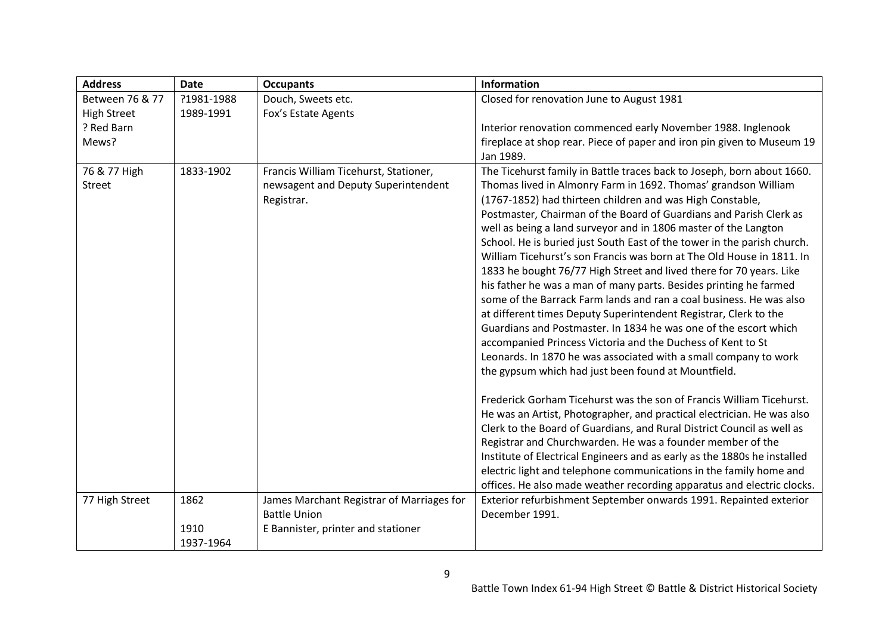| Address | Date | Occupants | Information |
| --- | --- | --- | --- |
| Between 76 & 77 High Street ? Red Barn Mews? | ?1981-1988<br>1989-1991 | Douch, Sweets etc.<br>Fox's Estate Agents | Closed for renovation June to August 1981<br><br>Interior renovation commenced early November 1988. Inglenook fireplace at shop rear. Piece of paper and iron pin given to Museum 19 Jan 1989. |
| 76 & 77 High Street | 1833-1902 | Francis William Ticehurst, Stationer, newsagent and Deputy Superintendent Registrar. | The Ticehurst family in Battle traces back to Joseph, born about 1660. Thomas lived in Almonry Farm in 1692. Thomas' grandson William (1767-1852) had thirteen children and was High Constable, Postmaster, Chairman of the Board of Guardians and Parish Clerk as well as being a land surveyor and in 1806 master of the Langton School. He is buried just South East of the tower in the parish church. William Ticehurst's son Francis was born at The Old House in 1811. In 1833 he bought 76/77 High Street and lived there for 70 years. Like his father he was a man of many parts. Besides printing he farmed some of the Barrack Farm lands and ran a coal business. He was also at different times Deputy Superintendent Registrar, Clerk to the Guardians and Postmaster. In 1834 he was one of the escort which accompanied Princess Victoria and the Duchess of Kent to St Leonards. In 1870 he was associated with a small company to work the gypsum which had just been found at Mountfield.<br><br>Frederick Gorham Ticehurst was the son of Francis William Ticehurst. He was an Artist, Photographer, and practical electrician. He was also Clerk to the Board of Guardians, and Rural District Council as well as Registrar and Churchwarden. He was a founder member of the Institute of Electrical Engineers and as early as the 1880s he installed electric light and telephone communications in the family home and offices. He also made weather recording apparatus and electric clocks. |
| 77 High Street | 1862<br><br>1910<br>1937-1964 | James Marchant Registrar of Marriages for Battle Union<br>E Bannister, printer and stationer | Exterior refurbishment September onwards 1991. Repainted exterior December 1991. |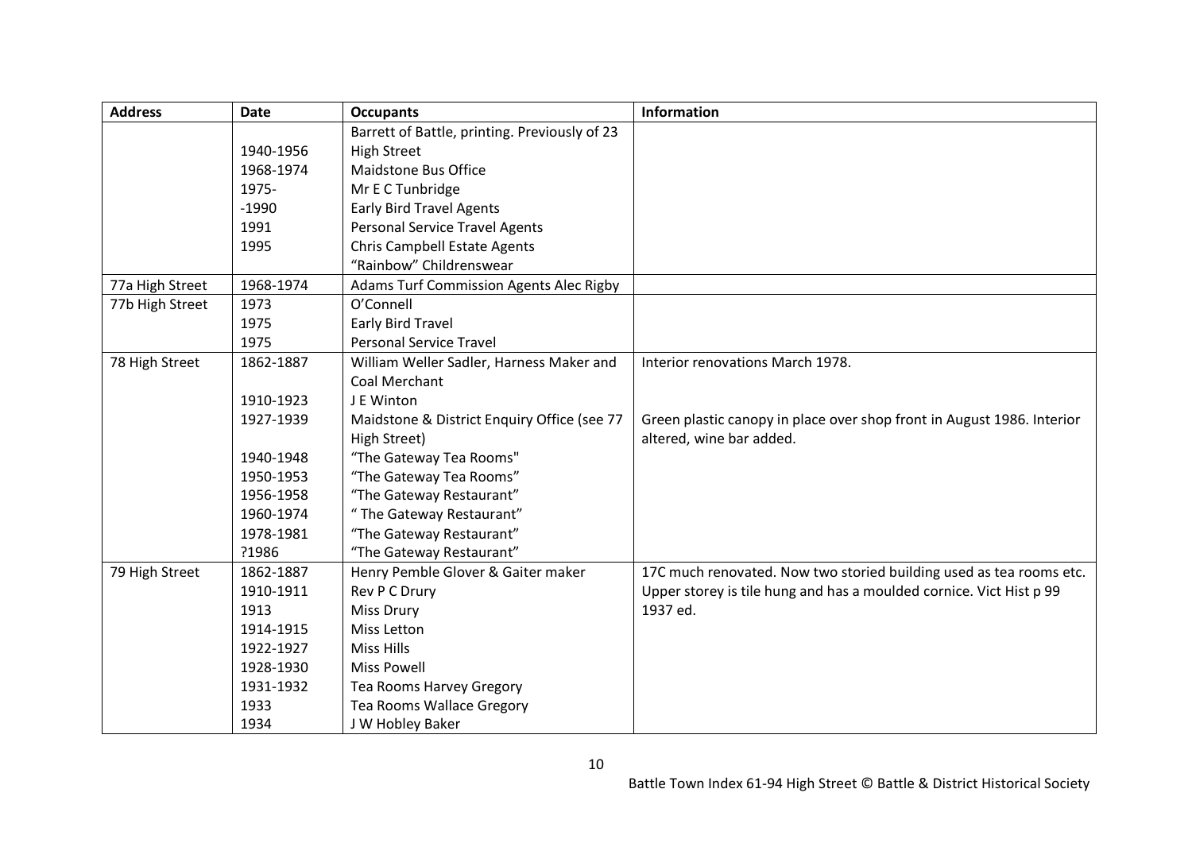| Address | Date | Occupants | Information |
|---|---|---|---|
| | | Barrett of Battle, printing. Previously of 23 | |
| | 1940-1956 | High Street | |
| | 1968-1974 | Maidstone Bus Office | |
| | 1975- | Mr E C Tunbridge | |
| | -1990 | Early Bird Travel Agents | |
| | 1991 | Personal Service Travel Agents | |
| | 1995 | Chris Campbell Estate Agents | |
| | | "Rainbow" Childrenswear | |
| 77a High Street | 1968-1974 | Adams Turf Commission Agents Alec Rigby | |
| 77b High Street | 1973 | O'Connell | |
| | 1975 | Early Bird Travel | |
| | 1975 | Personal Service Travel | |
| 78 High Street | 1862-1887 | William Weller Sadler, Harness Maker and Coal Merchant | Interior renovations March 1978. |
| | 1910-1923 | J E Winton | |
| | 1927-1939 | Maidstone & District Enquiry Office (see 77 High Street) | Green plastic canopy in place over shop front in August 1986. Interior altered, wine bar added. |
| | 1940-1948 | "The Gateway Tea Rooms" | |
| | 1950-1953 | "The Gateway Tea Rooms" | |
| | 1956-1958 | "The Gateway Restaurant" | |
| | 1960-1974 | " The Gateway Restaurant" | |
| | 1978-1981 | "The Gateway Restaurant" | |
| | ?1986 | "The Gateway Restaurant" | |
| 79 High Street | 1862-1887 | Henry Pemble Glover & Gaiter maker | 17C much renovated. Now two storied building used as tea rooms etc. |
| | 1910-1911 | Rev P C Drury | Upper storey is tile hung and has a moulded cornice. Vict Hist p 99 |
| | 1913 | Miss Drury | 1937 ed. |
| | 1914-1915 | Miss Letton | |
| | 1922-1927 | Miss Hills | |
| | 1928-1930 | Miss Powell | |
| | 1931-1932 | Tea Rooms Harvey Gregory | |
| | 1933 | Tea Rooms Wallace Gregory | |
| | 1934 | J W Hobley Baker | |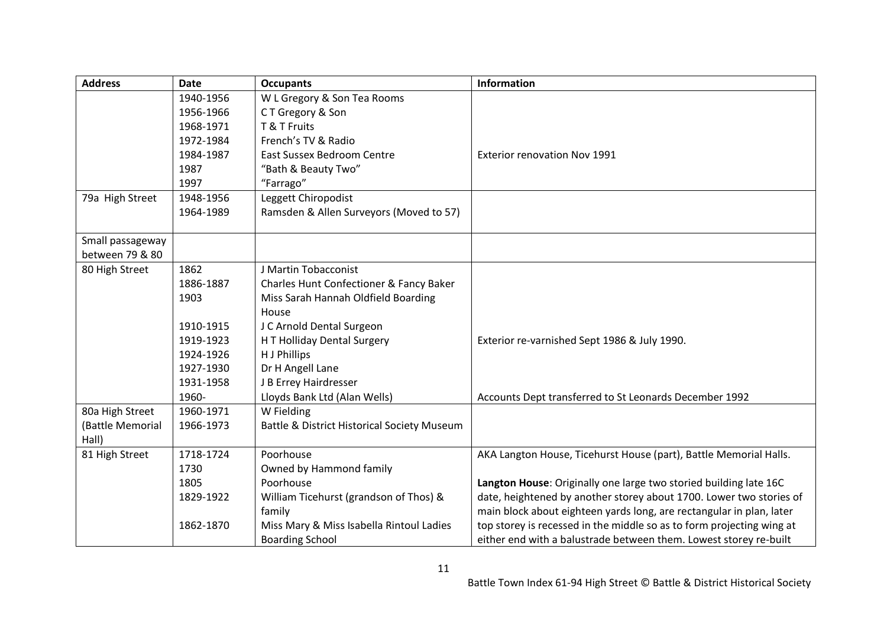| Address | Date | Occupants | Information |
|---|---|---|---|
| | 1940-1956 | W L Gregory & Son Tea Rooms | |
| | 1956-1966 | C T Gregory & Son | |
| | 1968-1971 | T & T Fruits | |
| | 1972-1984 | French's TV & Radio | |
| | 1984-1987 | East Sussex Bedroom Centre | Exterior renovation Nov 1991 |
| | 1987 | "Bath & Beauty Two" | |
| | 1997 | "Farrago" | |
| 79a High Street | 1948-1956 | Leggett Chiropodist | |
| | 1964-1989 | Ramsden & Allen Surveyors (Moved to 57) | |
| Small passageway between 79 & 80 | | | |
| 80 High Street | 1862 | J Martin Tobacconist | |
| | 1886-1887 | Charles Hunt Confectioner & Fancy Baker | |
| | 1903 | Miss Sarah Hannah Oldfield Boarding House | |
| | 1910-1915 | J C Arnold Dental Surgeon | |
| | 1919-1923 | H T Holliday Dental Surgery | Exterior re-varnished Sept 1986 & July 1990. |
| | 1924-1926 | H J Phillips | |
| | 1927-1930 | Dr H Angell Lane | |
| | 1931-1958 | J B Errey Hairdresser | |
| | 1960- | Lloyds Bank Ltd (Alan Wells) | Accounts Dept transferred to St Leonards December 1992 |
| 80a High Street (Battle Memorial Hall) | 1960-1971 | W Fielding | |
| | 1966-1973 | Battle & District Historical Society Museum | |
| 81 High Street | 1718-1724 | Poorhouse | AKA Langton House, Ticehurst House (part), Battle Memorial Halls. |
| | 1730 | Owned by Hammond family | |
| | 1805 | Poorhouse | **Langton House**: Originally one large two storied building late 16C date, heightened by another storey about 1700. Lower two stories of main block about eighteen yards long, are rectangular in plan, later top storey is recessed in the middle so as to form projecting wing at either end with a balustrade between them. Lowest storey re-built |
| | 1829-1922 | William Ticehurst (grandson of Thos) & family | |
| | 1862-1870 | Miss Mary & Miss Isabella Rintoul Ladies Boarding School | |

Battle Town Index 61-94 High Street © Battle & District Historical Society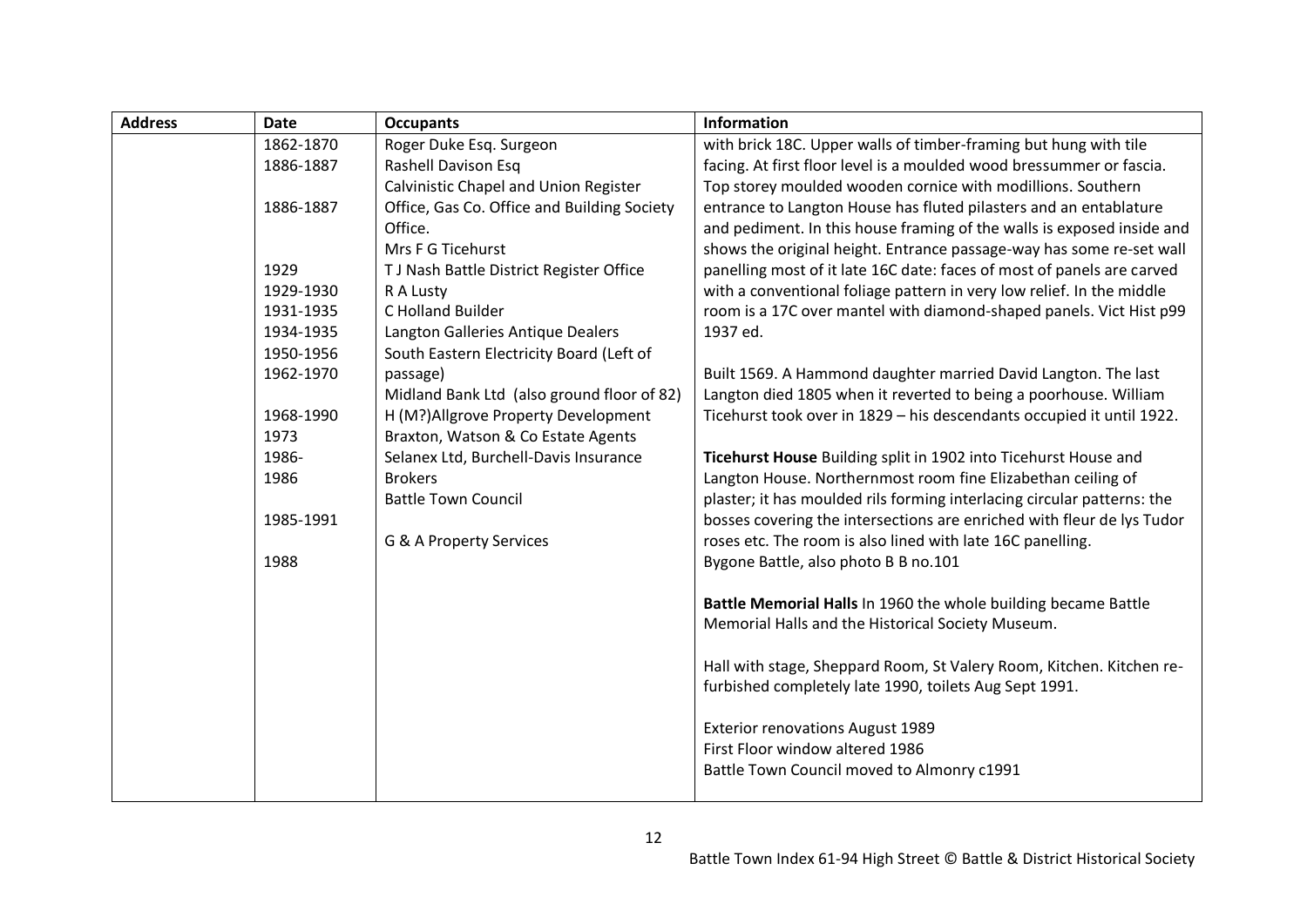| Address | Date | Occupants | Information |
|---|---|---|---|
| | 1862-1870<br>1886-1887<br><br>1886-1887<br><br><br>1929<br>1929-1930<br>1931-1935<br>1934-1935<br>1950-1956<br>1962-1970<br><br>1968-1990<br>1973<br>1986-<br>1986<br><br>1985-1991<br><br>1988 | Roger Duke Esq. Surgeon<br>Rashell Davison Esq<br>Calvinistic Chapel and Union Register Office, Gas Co. Office and Building Society Office.<br>Mrs F G Ticehurst<br>T J Nash Battle District Register Office<br>R A Lusty<br>C Holland Builder<br>Langton Galleries Antique Dealers<br>South Eastern Electricity Board (Left of passage)<br>Midland Bank Ltd (also ground floor of 82)<br>H (M?)Allgrove Property Development<br>Braxton, Watson & Co Estate Agents<br>Selanex Ltd, Burchell-Davis Insurance Brokers<br>Battle Town Council<br><br>G & A Property Services | with brick 18C. Upper walls of timber-framing but hung with tile facing. At first floor level is a moulded wood bressummer or fascia. Top storey moulded wooden cornice with modillions. Southern entrance to Langton House has fluted pilasters and an entablature and pediment. In this house framing of the walls is exposed inside and shows the original height. Entrance passage-way has some re-set wall panelling most of it late 16C date: faces of most of panels are carved with a conventional foliage pattern in very low relief. In the middle room is a 17C over mantel with diamond-shaped panels. Vict Hist p99 1937 ed.<br><br>Built 1569. A Hammond daughter married David Langton. The last Langton died 1805 when it reverted to being a poorhouse. William Ticehurst took over in 1829 – his descendants occupied it until 1922.<br><br>**Ticehurst House** Building split in 1902 into Ticehurst House and Langton House. Northernmost room fine Elizabethan ceiling of plaster; it has moulded rils forming interlacing circular patterns: the bosses covering the intersections are enriched with fleur de lys Tudor roses etc. The room is also lined with late 16C panelling.<br>Bygone Battle, also photo B B no.101<br><br>**Battle Memorial Halls** In 1960 the whole building became Battle Memorial Halls and the Historical Society Museum.<br><br>Hall with stage, Sheppard Room, St Valery Room, Kitchen. Kitchen re-furbished completely late 1990, toilets Aug Sept 1991.<br><br>Exterior renovations August 1989<br>First Floor window altered 1986<br>Battle Town Council moved to Almonry c1991 |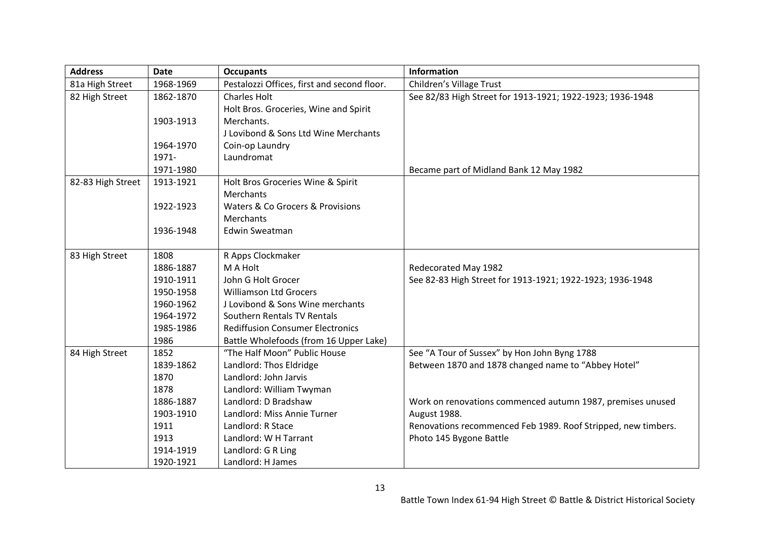| Address | Date | Occupants | Information |
|---|---|---|---|
| 81a High Street | 1968-1969 | Pestalozzi Offices, first and second floor. | Children's Village Trust |
| 82 High Street | 1862-1870<br><br>1903-1913<br><br>1964-1970<br>1971-<br>1971-1980 | Charles Holt<br>Holt Bros. Groceries, Wine and Spirit Merchants.<br>J Lovibond & Sons Ltd Wine Merchants<br>Coin-op Laundry<br>Laundromat | See 82/83 High Street for 1913-1921; 1922-1923; 1936-1948<br><br><br><br><br><br>Became part of Midland Bank 12 May 1982 |
| 82-83 High Street | 1913-1921<br><br>1922-1923<br><br>1936-1948 | Holt Bros Groceries Wine & Spirit Merchants<br>Waters & Co Grocers & Provisions Merchants<br>Edwin Sweatman | |
| 83 High Street | 1808<br>1886-1887<br>1910-1911<br>1950-1958<br>1960-1962<br>1964-1972<br>1985-1986<br>1986 | R Apps Clockmaker<br>M A Holt<br>John G Holt Grocer<br>Williamson Ltd Grocers<br>J Lovibond & Sons Wine merchants<br>Southern Rentals TV Rentals<br>Rediffusion Consumer Electronics<br>Battle Wholefoods (from 16 Upper Lake) | <br>Redecorated May 1982<br>See 82-83 High Street for 1913-1921; 1922-1923; 1936-1948 |
| 84 High Street | 1852<br>1839-1862<br>1870<br>1878<br>1886-1887<br>1903-1910<br>1911<br>1913<br>1914-1919<br>1920-1921 | "The Half Moon" Public House<br>Landlord: Thos Eldridge<br>Landlord: John Jarvis<br>Landlord: William Twyman<br>Landlord: D Bradshaw<br>Landlord: Miss Annie Turner<br>Landlord: R Stace<br>Landlord: W H Tarrant<br>Landlord: G R Ling<br>Landlord: H James | See "A Tour of Sussex" by Hon John Byng 1788<br>Between 1870 and 1878 changed name to "Abbey Hotel"<br><br><br>Work on renovations commenced autumn 1987, premises unused August 1988.<br>Renovations recommenced Feb 1989. Roof Stripped, new timbers.<br>Photo 145 Bygone Battle |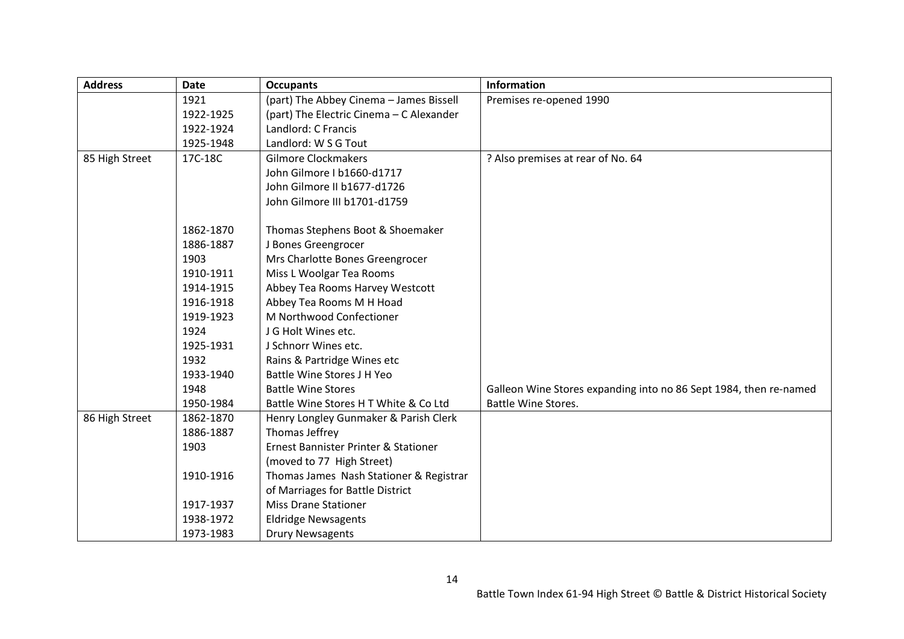| Address | Date | Occupants | Information |
| --- | --- | --- | --- |
| | 1921 | (part) The Abbey Cinema – James Bissell | Premises re-opened 1990 |
| | 1922-1925 | (part) The Electric Cinema – C Alexander | |
| | 1922-1924 | Landlord: C Francis | |
| | 1925-1948 | Landlord: W S G Tout | |
| 85 High Street | 17C-18C | Gilmore Clockmakers | ? Also premises at rear of No. 64 |
| | | John Gilmore I b1660-d1717 | |
| | | John Gilmore II b1677-d1726 | |
| | | John Gilmore III b1701-d1759 | |
| | 1862-1870 | Thomas Stephens Boot & Shoemaker | |
| | 1886-1887 | J Bones Greengrocer | |
| | 1903 | Mrs Charlotte Bones Greengrocer | |
| | 1910-1911 | Miss L Woolgar Tea Rooms | |
| | 1914-1915 | Abbey Tea Rooms Harvey Westcott | |
| | 1916-1918 | Abbey Tea Rooms M H Hoad | |
| | 1919-1923 | M Northwood Confectioner | |
| | 1924 | J G Holt Wines etc. | |
| | 1925-1931 | J Schnorr Wines etc. | |
| | 1932 | Rains & Partridge Wines etc | |
| | 1933-1940 | Battle Wine Stores J H Yeo | |
| | 1948 | Battle Wine Stores | Galleon Wine Stores expanding into no 86 Sept 1984, then re-named |
| | 1950-1984 | Battle Wine Stores H T White & Co Ltd | Battle Wine Stores. |
| 86 High Street | 1862-1870 | Henry Longley Gunmaker & Parish Clerk | |
| | 1886-1887 | Thomas Jeffrey | |
| | 1903 | Ernest Bannister Printer & Stationer (moved to 77 High Street) | |
| | 1910-1916 | Thomas James Nash Stationer & Registrar of Marriages for Battle District | |
| | 1917-1937 | Miss Drane Stationer | |
| | 1938-1972 | Eldridge Newsagents | |
| | 1973-1983 | Drury Newsagents | |

Battle Town Index 61-94 High Street © Battle & District Historical Society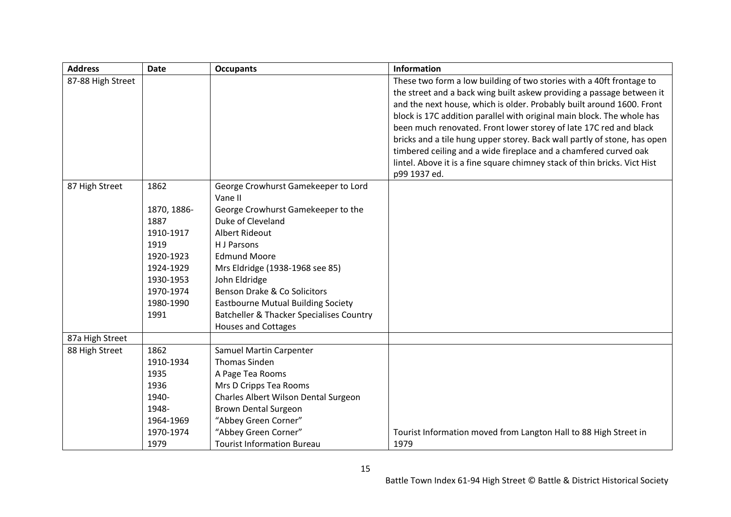| Address | Date | Occupants | Information |
|---|---|---|---|
| 87-88 High Street | | | These two form a low building of two stories with a 40ft frontage to the street and a back wing built askew providing a passage between it and the next house, which is older. Probably built around 1600. Front block is 17C addition parallel with original main block. The whole has been much renovated. Front lower storey of late 17C red and black bricks and a tile hung upper storey. Back wall partly of stone, has open timbered ceiling and a wide fireplace and a chamfered curved oak lintel. Above it is a fine square chimney stack of thin bricks. Vict Hist p99 1937 ed. |
| 87 High Street | 1862 | George Crowhurst Gamekeeper to Lord Vane II | |
| | 1870, 1886-1887 | George Crowhurst Gamekeeper to the Duke of Cleveland | |
| | 1910-1917 | Albert Rideout | |
| | 1919 | H J Parsons | |
| | 1920-1923 | Edmund Moore | |
| | 1924-1929 | Mrs Eldridge (1938-1968 see 85) | |
| | 1930-1953 | John Eldridge | |
| | 1970-1974 | Benson Drake & Co Solicitors | |
| | 1980-1990 | Eastbourne Mutual Building Society | |
| | 1991 | Batcheller & Thacker Specialises Country Houses and Cottages | |
| 87a High Street | | | |
| 88 High Street | 1862 | Samuel Martin Carpenter | |
| | 1910-1934 | Thomas Sinden | |
| | 1935 | A Page Tea Rooms | |
| | 1936 | Mrs D Cripps Tea Rooms | |
| | 1940- | Charles Albert Wilson Dental Surgeon | |
| | 1948- | Brown Dental Surgeon | |
| | 1964-1969 | "Abbey Green Corner" | |
| | 1970-1974 | "Abbey Green Corner" | |
| | 1979 | Tourist Information Bureau | Tourist Information moved from Langton Hall to 88 High Street in 1979 |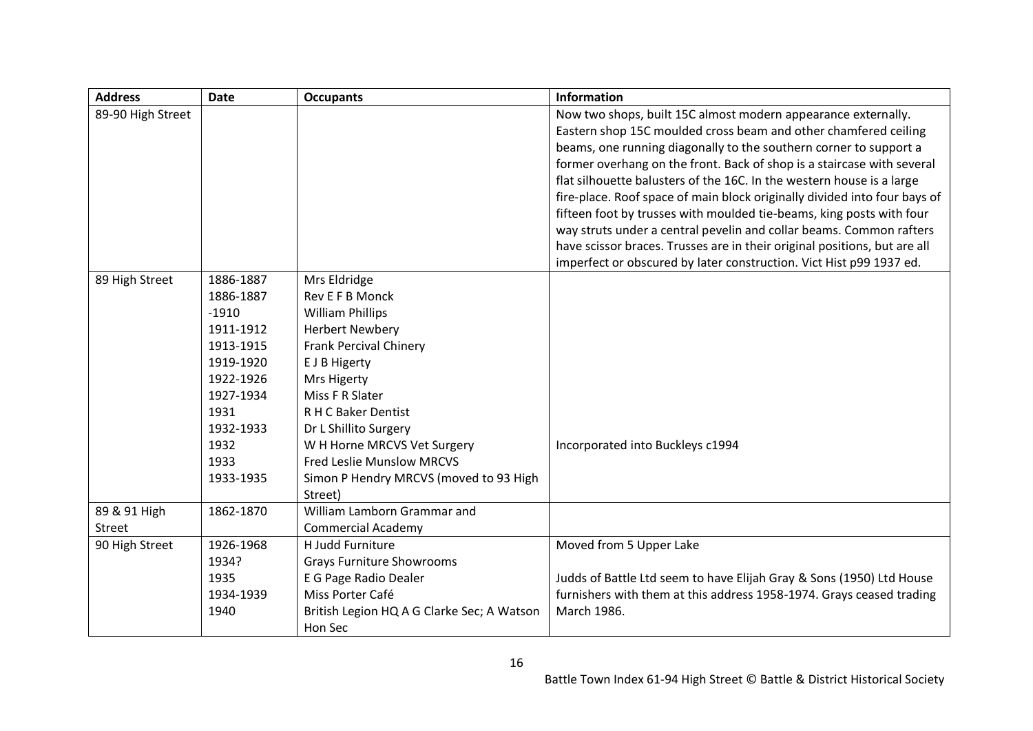| Address | Date | Occupants | Information |
|---|---|---|---|
| 89-90 High Street | | | Now two shops, built 15C almost modern appearance externally. Eastern shop 15C moulded cross beam and other chamfered ceiling beams, one running diagonally to the southern corner to support a former overhang on the front. Back of shop is a staircase with several flat silhouette balusters of the 16C. In the western house is a large fire-place. Roof space of main block originally divided into four bays of fifteen foot by trusses with moulded tie-beams, king posts with four way struts under a central pevelin and collar beams. Common rafters have scissor braces. Trusses are in their original positions, but are all imperfect or obscured by later construction. Vict Hist p99 1937 ed. |
| 89 High Street | 1886-1887<br>1886-1887<br>-1910<br>1911-1912<br>1913-1915<br>1919-1920<br>1922-1926<br>1927-1934<br>1931<br>1932-1933<br>1932<br>1933<br>1933-1935 | Mrs Eldridge<br>Rev E F B Monck<br>William Phillips<br>Herbert Newbery<br>Frank Percival Chinery<br>E J B Higerty<br>Mrs Higerty<br>Miss F R Slater<br>R H C Baker Dentist<br>Dr L Shillito Surgery<br>W H Horne MRCVS Vet Surgery<br>Fred Leslie Munslow MRCVS<br>Simon P Hendry MRCVS (moved to 93 High Street) | Incorporated into Buckleys c1994 |
| 89 & 91 High Street | 1862-1870 | William Lamborn Grammar and Commercial Academy | |
| 90 High Street | 1926-1968<br>1934?<br>1935<br>1934-1939<br>1940 | H Judd Furniture<br>Grays Furniture Showrooms<br>E G Page Radio Dealer<br>Miss Porter Café<br>British Legion HQ A G Clarke Sec; A Watson Hon Sec | Moved from 5 Upper Lake<br><br>Judds of Battle Ltd seem to have Elijah Gray & Sons (1950) Ltd House furnishers with them at this address 1958-1974. Grays ceased trading March 1986. |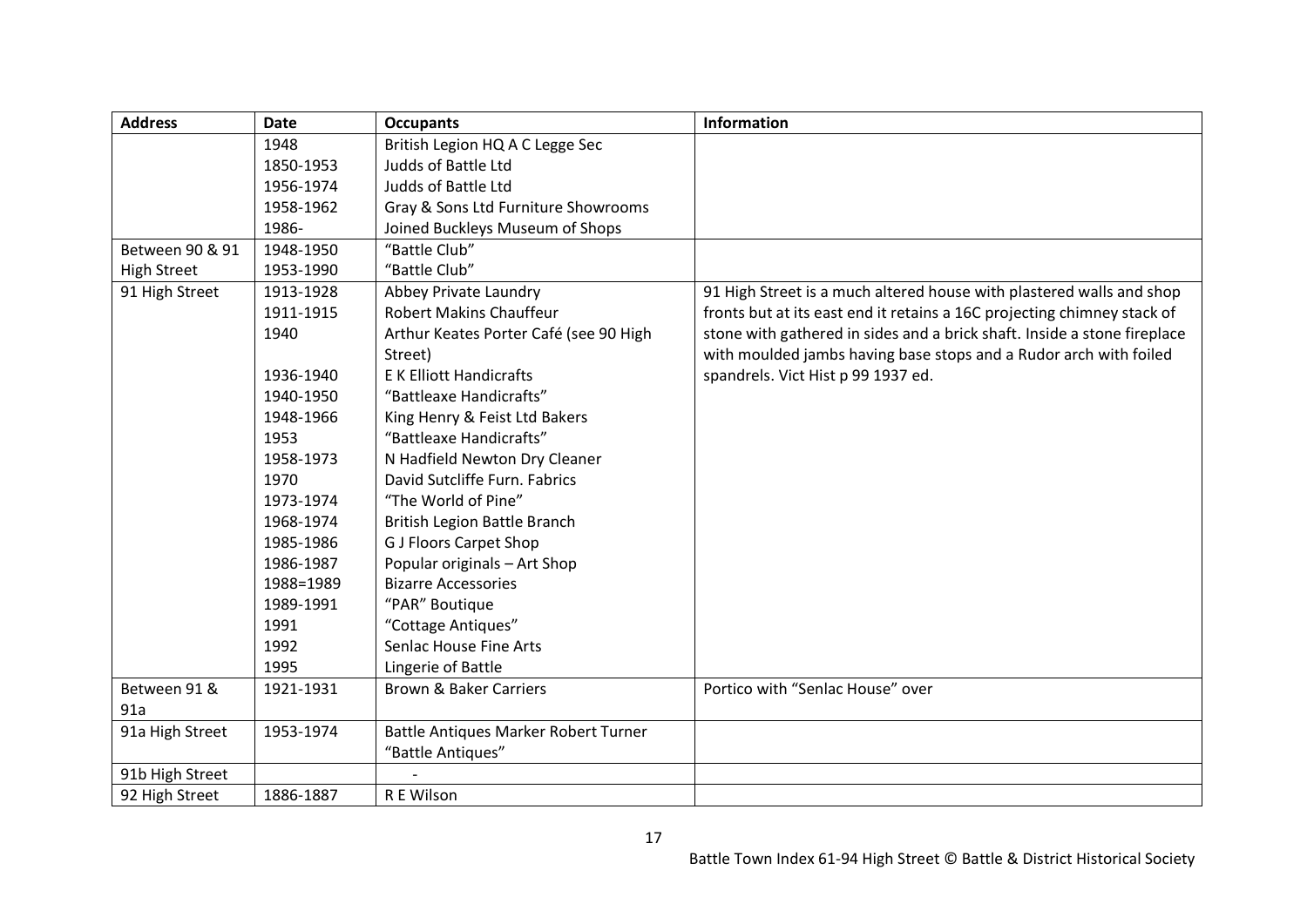| Address | Date | Occupants | Information |
|---|---|---|---|
| | 1948 | British Legion HQ A C Legge Sec | |
| | 1850-1953 | Judds of Battle Ltd | |
| | 1956-1974 | Judds of Battle Ltd | |
| | 1958-1962 | Gray & Sons Ltd Furniture Showrooms | |
| | 1986- | Joined Buckleys Museum of Shops | |
| Between 90 & 91 High Street | 1948-1950 | "Battle Club" | |
| | 1953-1990 | "Battle Club" | |
| 91 High Street | 1913-1928 | Abbey Private Laundry | 91 High Street is a much altered house with plastered walls and shop fronts but at its east end it retains a 16C projecting chimney stack of stone with gathered in sides and a brick shaft. Inside a stone fireplace with moulded jambs having base stops and a Rudor arch with foiled spandrels. Vict Hist p 99 1937 ed. |
| | 1911-1915 | Robert Makins Chauffeur | |
| | 1940 | Arthur Keates Porter Café (see 90 High Street) | |
| | 1936-1940 | E K Elliott Handicrafts | |
| | 1940-1950 | "Battleaxe Handicrafts" | |
| | 1948-1966 | King Henry & Feist Ltd Bakers | |
| | 1953 | "Battleaxe Handicrafts" | |
| | 1958-1973 | N Hadfield Newton Dry Cleaner | |
| | 1970 | David Sutcliffe Furn. Fabrics | |
| | 1973-1974 | "The World of Pine" | |
| | 1968-1974 | British Legion Battle Branch | |
| | 1985-1986 | G J Floors Carpet Shop | |
| | 1986-1987 | Popular originals – Art Shop | |
| | 1988=1989 | Bizarre Accessories | |
| | 1989-1991 | "PAR" Boutique | |
| | 1991 | "Cottage Antiques" | |
| | 1992 | Senlac House Fine Arts | |
| | 1995 | Lingerie of Battle | |
| Between 91 & 91a | 1921-1931 | Brown & Baker Carriers | Portico with "Senlac House" over |
| 91a High Street | 1953-1974 | Battle Antiques Marker Robert Turner "Battle Antiques" | |
| 91b High Street | | - | |
| 92 High Street | 1886-1887 | R E Wilson | |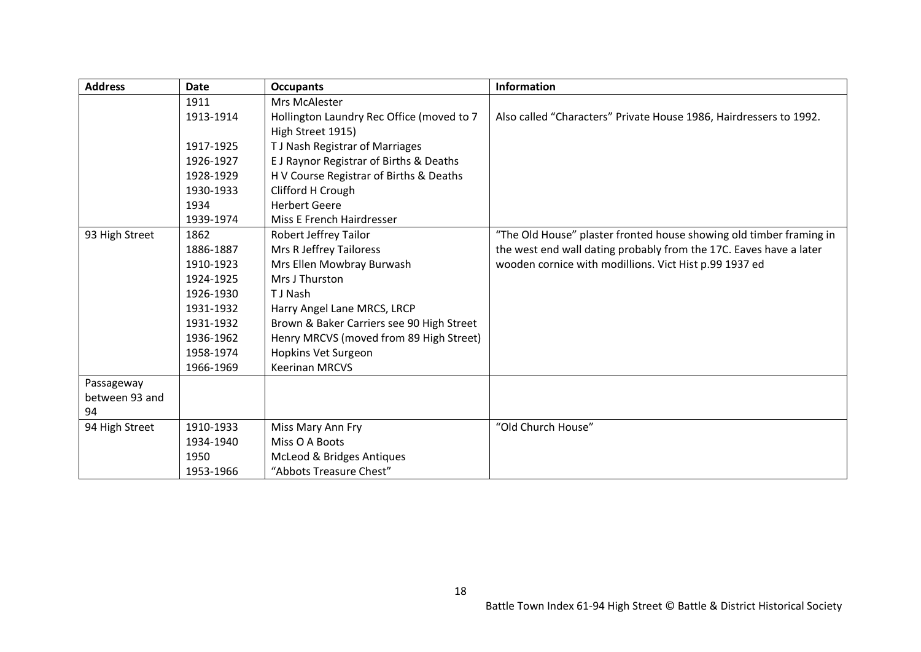| Address | Date | Occupants | Information |
|---|---|---|---|
| | 1911 | Mrs McAlester | |
| | 1913-1914 | Hollington Laundry Rec Office (moved to 7 High Street 1915) | Also called "Characters" Private House 1986, Hairdressers to 1992. |
| | 1917-1925 | T J Nash Registrar of Marriages | |
| | 1926-1927 | E J Raynor Registrar of Births & Deaths | |
| | 1928-1929 | H V Course Registrar of Births & Deaths | |
| | 1930-1933 | Clifford H Crough | |
| | 1934 | Herbert Geere | |
| | 1939-1974 | Miss E French Hairdresser | |
| 93 High Street | 1862 | Robert Jeffrey Tailor | "The Old House" plaster fronted house showing old timber framing in the west end wall dating probably from the 17C. Eaves have a later wooden cornice with modillions. Vict Hist p.99 1937 ed |
| | 1886-1887 | Mrs R Jeffrey Tailoress | |
| | 1910-1923 | Mrs Ellen Mowbray Burwash | |
| | 1924-1925 | Mrs J Thurston | |
| | 1926-1930 | T J Nash | |
| | 1931-1932 | Harry Angel Lane MRCS, LRCP | |
| | 1931-1932 | Brown & Baker Carriers see 90 High Street | |
| | 1936-1962 | Henry MRCVS (moved from 89 High Street) | |
| | 1958-1974 | Hopkins Vet Surgeon | |
| | 1966-1969 | Keerinan MRCVS | |
| Passageway between 93 and 94 | | | |
| 94 High Street | 1910-1933 | Miss Mary Ann Fry | "Old Church House" |
| | 1934-1940 | Miss O A Boots | |
| | 1950 | McLeod & Bridges Antiques | |
| | 1953-1966 | "Abbots Treasure Chest" | |

Battle Town Index 61-94 High Street © Battle & District Historical Society